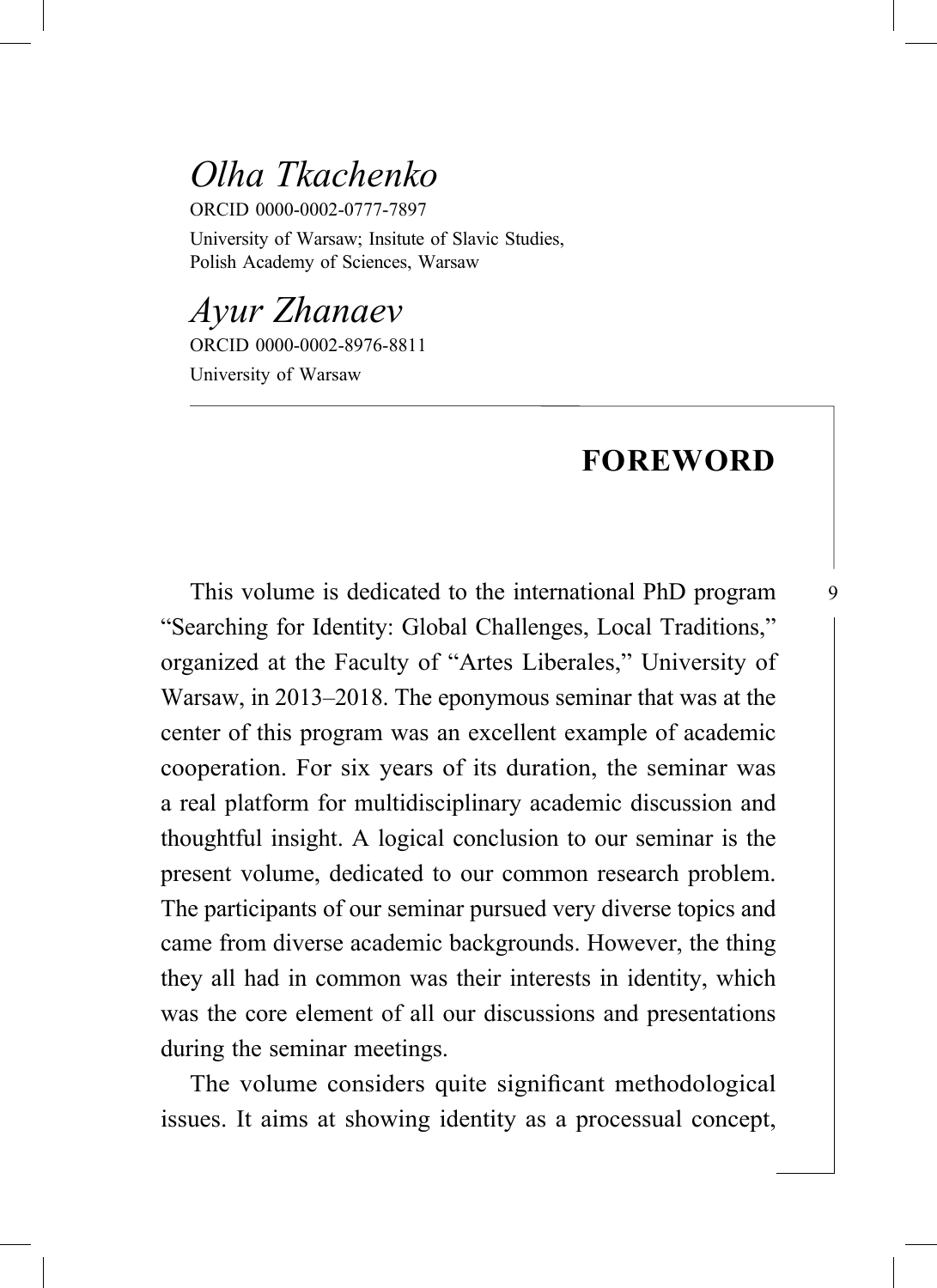*Olha Tkachenko*

ORCID 0000-0002-0777-7897

University of Warsaw; Insitute of Slavic Studies, Polish Academy of Sciences, Warsaw

*Ayur Zhanaev*

ORCID 0000-0002-8976-8811

University of Warsaw

# FOREWORD

This volume is dedicated to the international PhD program "Searching for Identity: Global Challenges, Local Traditions," organized at the Faculty of "Artes Liberales," University of Warsaw, in 2013–2018. The eponymous seminar that was at the center of this program was an excellent example of academic cooperation. For six years of its duration, the seminar was a real platform for multidisciplinary academic discussion and thoughtful insight. A logical conclusion to our seminar is the present volume, dedicated to our common research problem. The participants of our seminar pursued very diverse topics and came from diverse academic backgrounds. However, the thing they all had in common was their interests in identity, which was the core element of all our discussions and presentations during the seminar meetings.

The volume considers quite significant methodological issues. It aims at showing identity as a processual concept,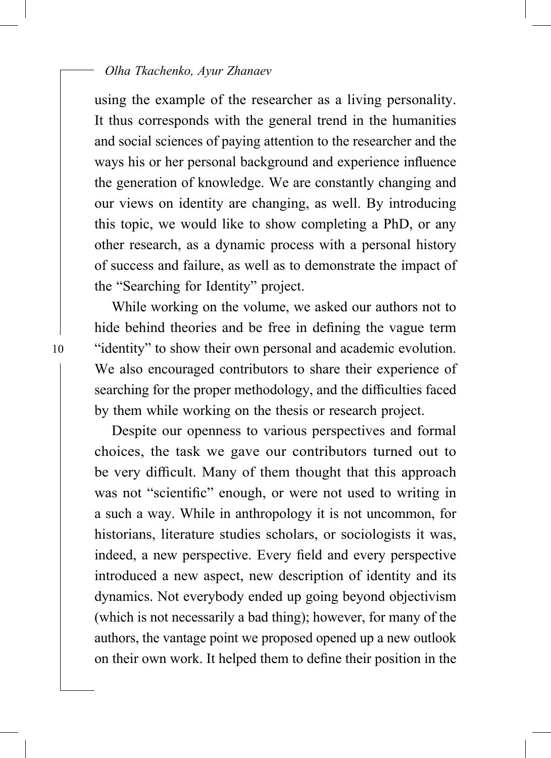using the example of the researcher as a living personality. It thus corresponds with the general trend in the humanities and social sciences of paying attention to the researcher and the ways his or her personal background and experience influence the generation of knowledge. We are constantly changing and our views on identity are changing, as well. By introducing this topic, we would like to show completing a PhD, or any other research, as a dynamic process with a personal history of success and failure, as well as to demonstrate the impact of the "Searching for Identity" project.

While working on the volume, we asked our authors not to hide behind theories and be free in defining the vague term "identity" to show their own personal and academic evolution. We also encouraged contributors to share their experience of searching for the proper methodology, and the difficulties faced by them while working on the thesis or research project.

Despite our openness to various perspectives and formal choices, the task we gave our contributors turned out to be very difficult. Many of them thought that this approach was not "scientific" enough, or were not used to writing in a such a way. While in anthropology it is not uncommon, for historians, literature studies scholars, or sociologists it was, indeed, a new perspective. Every field and every perspective introduced a new aspect, new description of identity and its dynamics. Not everybody ended up going beyond objectivism (which is not necessarily a bad thing); however, for many of the authors, the vantage point we proposed opened up a new outlook on their own work. It helped them to define their position in the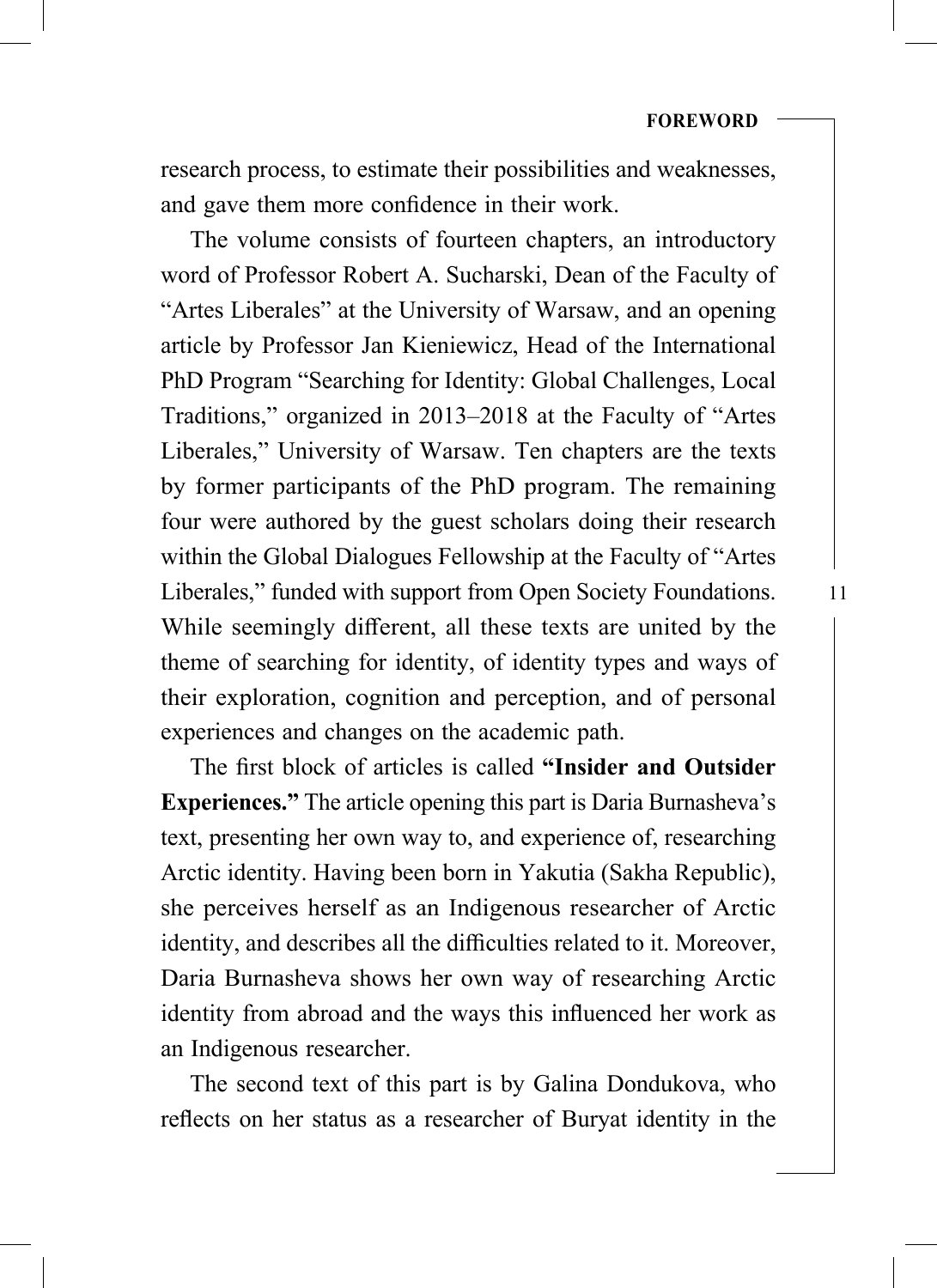research process, to estimate their possibilities and weaknesses, and gave them more confidence in their work.

The volume consists of fourteen chapters, an introductory word of Professor Robert A. Sucharski, Dean of the Faculty of "Artes Liberales" at the University of Warsaw, and an opening article by Professor Jan Kieniewicz, Head of the International PhD Program "Searching for Identity: Global Challenges, Local Traditions," organized in 2013–2018 at the Faculty of "Artes Liberales," University of Warsaw. Ten chapters are the texts by former participants of the PhD program. The remaining four were authored by the guest scholars doing their research within the Global Dialogues Fellowship at the Faculty of "Artes Liberales," funded with support from Open Society Foundations. While seemingly different, all these texts are united by the theme of searching for identity, of identity types and ways of their exploration, cognition and perception, and of personal experiences and changes on the academic path.

The first block of articles is called **"Insider and Outsider Experiences."** The article opening this part is Daria Burnasheva's text, presenting her own way to, and experience of, researching Arctic identity. Having been born in Yakutia (Sakha Republic), she perceives herself as an Indigenous researcher of Arctic identity, and describes all the difficulties related to it. Moreover, Daria Burnasheva shows her own way of researching Arctic identity from abroad and the ways this influenced her work as an Indigenous researcher.

The second text of this part is by Galina Dondukova, who reflects on her status as a researcher of Buryat identity in the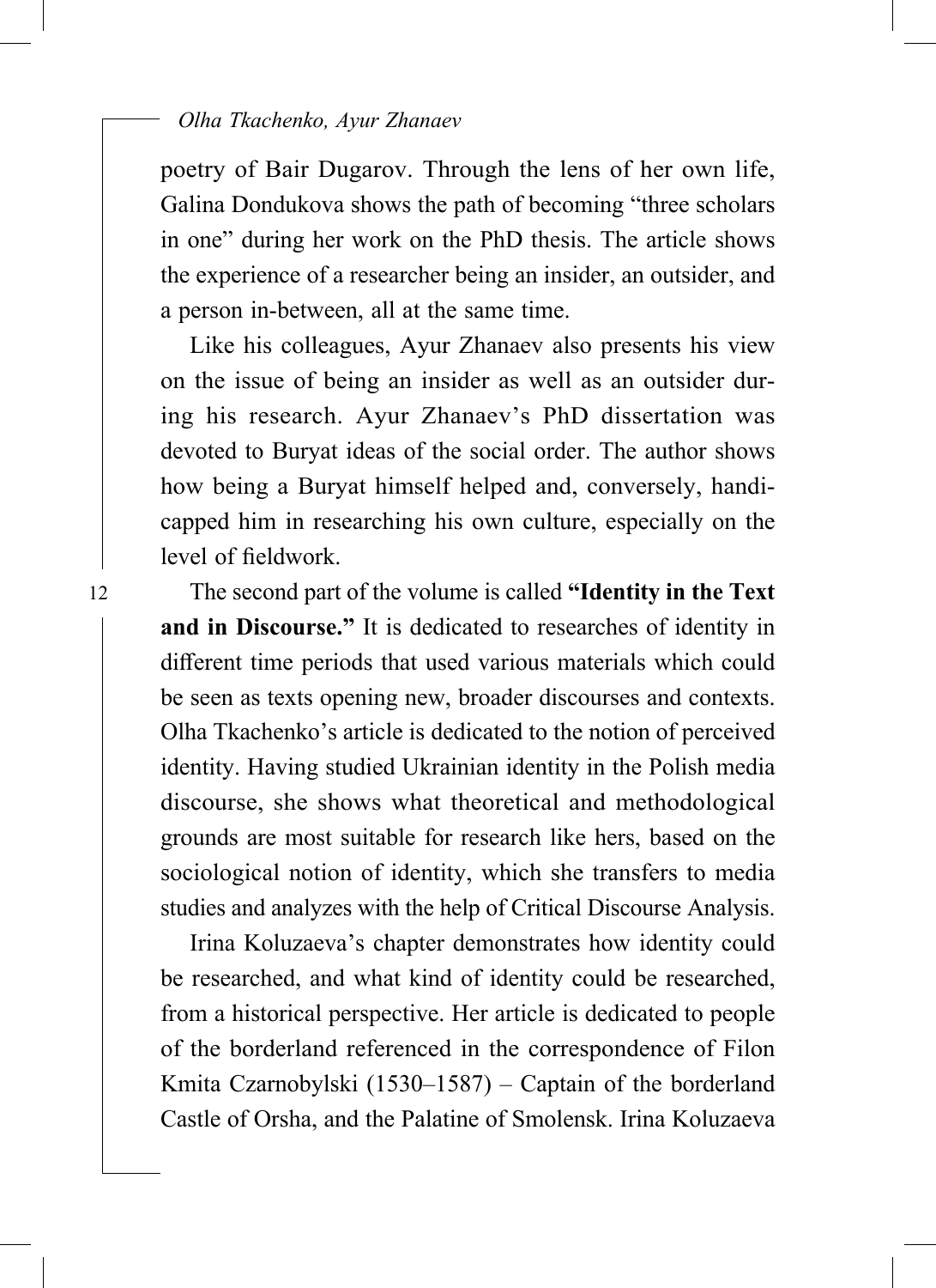poetry of Bair Dugarov. Through the lens of her own life, Galina Dondukova shows the path of becoming "three scholars in one" during her work on the PhD thesis. The article shows the experience of a researcher being an insider, an outsider, and a person in-between, all at the same time.

Like his colleagues, Ayur Zhanaev also presents his view on the issue of being an insider as well as an outsider during his research. Ayur Zhanaev's PhD dissertation was devoted to Buryat ideas of the social order. The author shows how being a Buryat himself helped and, conversely, handicapped him in researching his own culture, especially on the level of fieldwork.

The second part of the volume is called **"Identity in the Text and in Discourse."** It is dedicated to researches of identity in different time periods that used various materials which could be seen as texts opening new, broader discourses and contexts. Olha Tkachenko's article is dedicated to the notion of perceived identity. Having studied Ukrainian identity in the Polish media discourse, she shows what theoretical and methodological grounds are most suitable for research like hers, based on the sociological notion of identity, which she transfers to media studies and analyzes with the help of Critical Discourse Analysis.

Irina Koluzaeva's chapter demonstrates how identity could be researched, and what kind of identity could be researched, from a historical perspective. Her article is dedicated to people of the borderland referenced in the correspondence of Filon Kmita Czarnobylski (1530–1587) – Captain of the borderland Castle of Orsha, and the Palatine of Smolensk. Irina Koluzaeva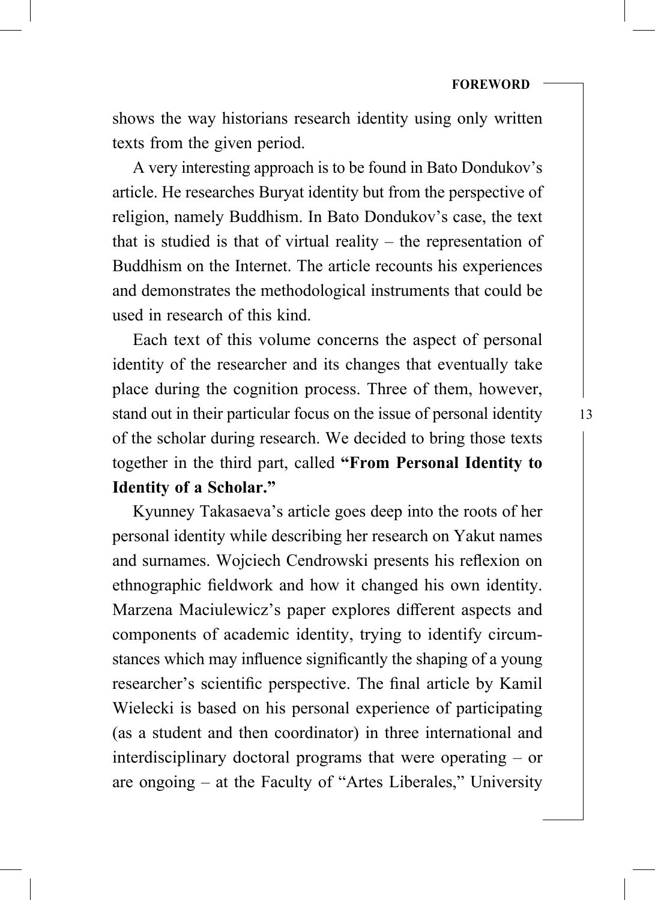shows the way historians research identity using only written texts from the given period.

A very interesting approach is to be found in Bato Dondukov's article. He researches Buryat identity but from the perspective of religion, namely Buddhism. In Bato Dondukov's case, the text that is studied is that of virtual reality – the representation of Buddhism on the Internet. The article recounts his experiences and demonstrates the methodological instruments that could be used in research of this kind.

Each text of this volume concerns the aspect of personal identity of the researcher and its changes that eventually take place during the cognition process. Three of them, however, stand out in their particular focus on the issue of personal identity of the scholar during research. We decided to bring those texts together in the third part, called **"From Personal Identity to Identity of a Scholar."**

Kyunney Takasaeva's article goes deep into the roots of her personal identity while describing her research on Yakut names and surnames. Wojciech Cendrowski presents his reflexion on ethnographic fieldwork and how it changed his own identity. Marzena Maciulewicz's paper explores different aspects and components of academic identity, trying to identify circumstances which may influence significantly the shaping of a young researcher's scientific perspective. The final article by Kamil Wielecki is based on his personal experience of participating (as a student and then coordinator) in three international and interdisciplinary doctoral programs that were operating – or are ongoing – at the Faculty of "Artes Liberales," University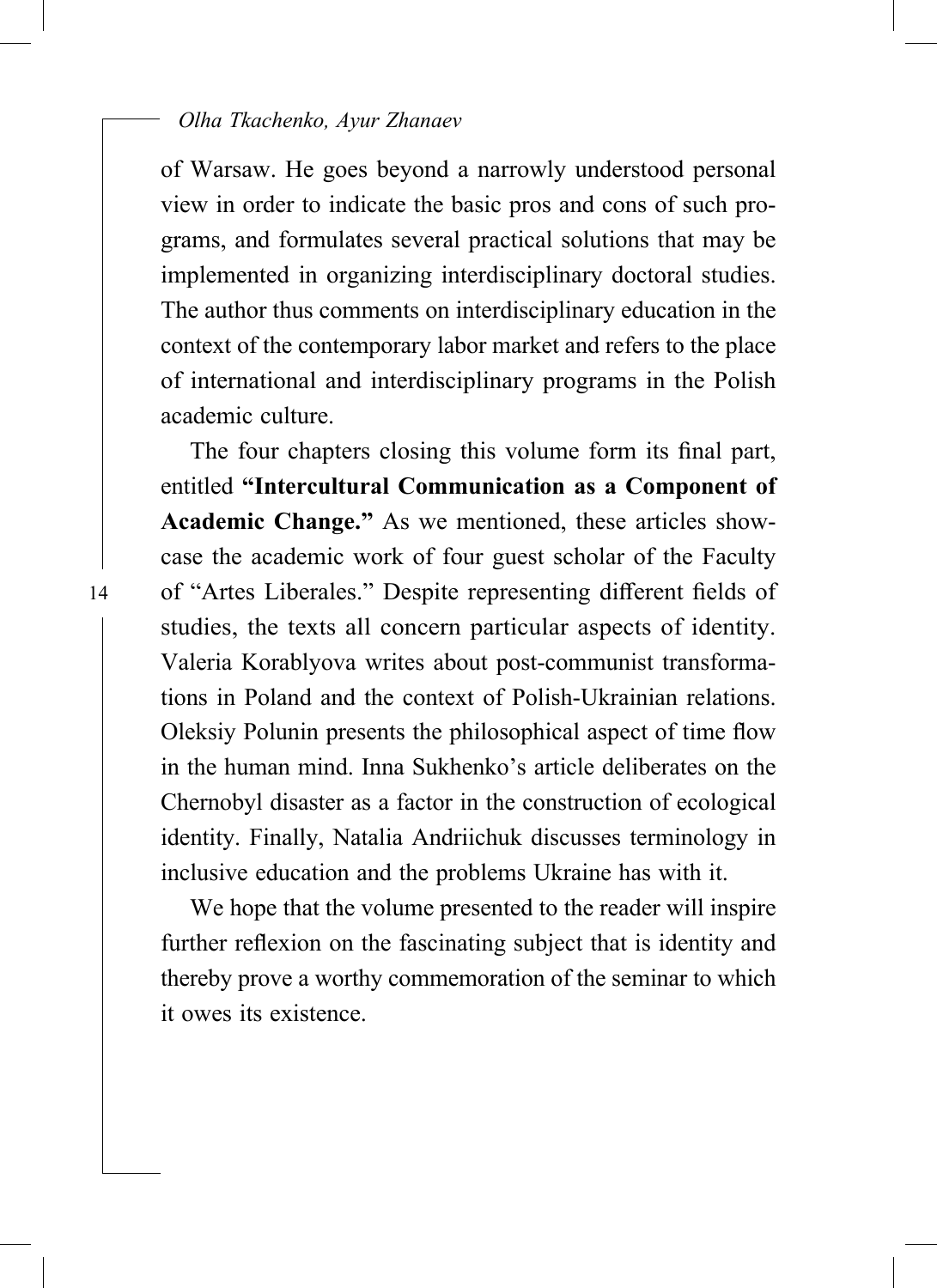of Warsaw. He goes beyond a narrowly understood personal view in order to indicate the basic pros and cons of such programs, and formulates several practical solutions that may be implemented in organizing interdisciplinary doctoral studies. The author thus comments on interdisciplinary education in the context of the contemporary labor market and refers to the place of international and interdisciplinary programs in the Polish academic culture.

The four chapters closing this volume form its final part, entitled **"Intercultural Communication as a Component of Academic Change."** As we mentioned, these articles showcase the academic work of four guest scholar of the Faculty of "Artes Liberales." Despite representing different fields of studies, the texts all concern particular aspects of identity. Valeria Korablyova writes about post-communist transformations in Poland and the context of Polish-Ukrainian relations. Oleksiy Polunin presents the philosophical aspect of time flow in the human mind. Inna Sukhenko's article deliberates on the Chernobyl disaster as a factor in the construction of ecological identity. Finally, Natalia Andriichuk discusses terminology in inclusive education and the problems Ukraine has with it.

We hope that the volume presented to the reader will inspire further reflexion on the fascinating subject that is identity and thereby prove a worthy commemoration of the seminar to which it owes its existence.